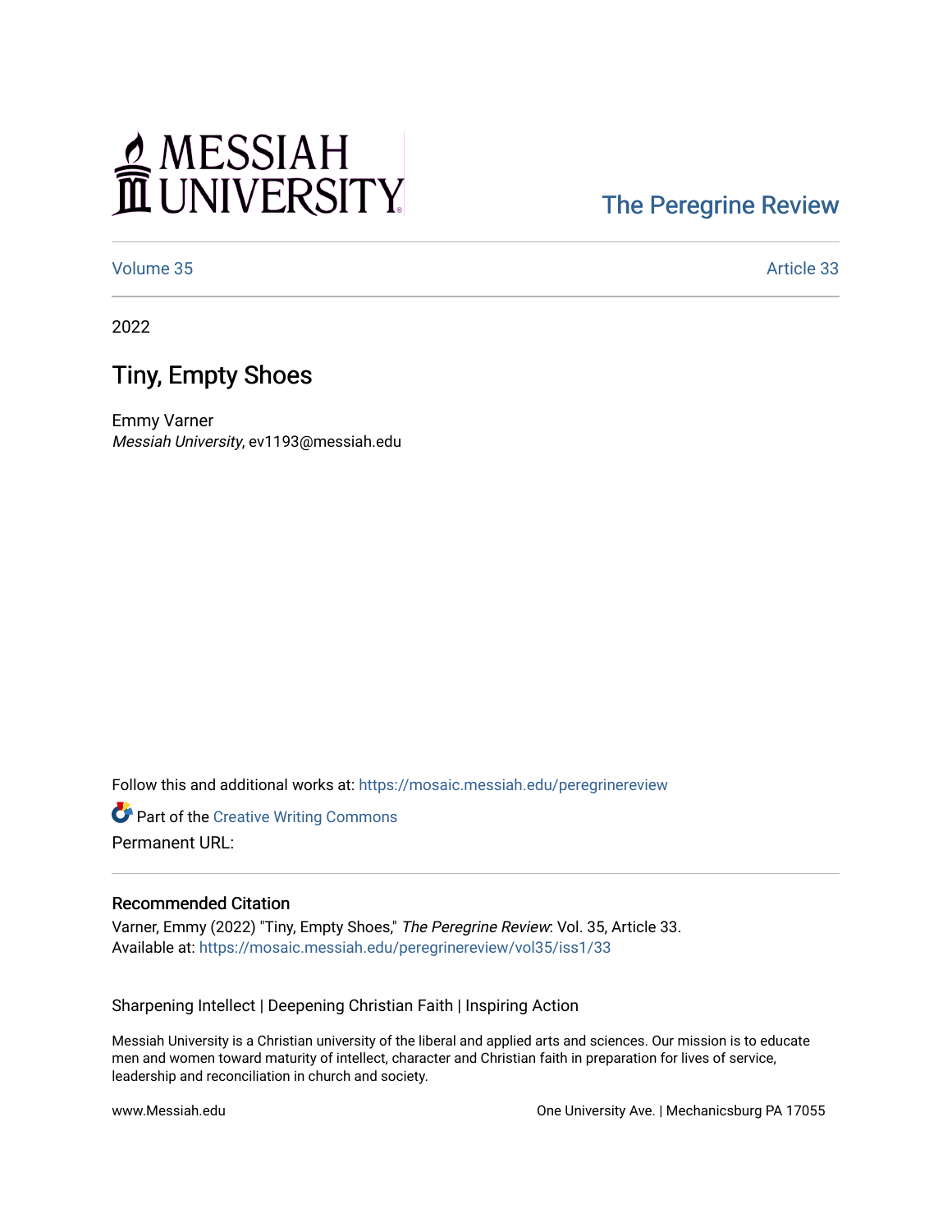MESSIAH UNIVERSITY

The Peregrine Review

Volume 35 | Article 33

2022

# Tiny, Empty Shoes

Emmy Varner
*Messiah University*, ev1193@messiah.edu

Follow this and additional works at: https://mosaic.messiah.edu/peregrinereview

Part of the Creative Writing Commons

Permanent URL:

### Recommended Citation

Varner, Emmy (2022) "Tiny, Empty Shoes," *The Peregrine Review*: Vol. 35, Article 33.
Available at: https://mosaic.messiah.edu/peregrinereview/vol35/iss1/33

Sharpening Intellect | Deepening Christian Faith | Inspiring Action

Messiah University is a Christian university of the liberal and applied arts and sciences. Our mission is to educate men and women toward maturity of intellect, character and Christian faith in preparation for lives of service, leadership and reconciliation in church and society.

www.Messiah.edu

One University Ave. | Mechanicsburg PA 17055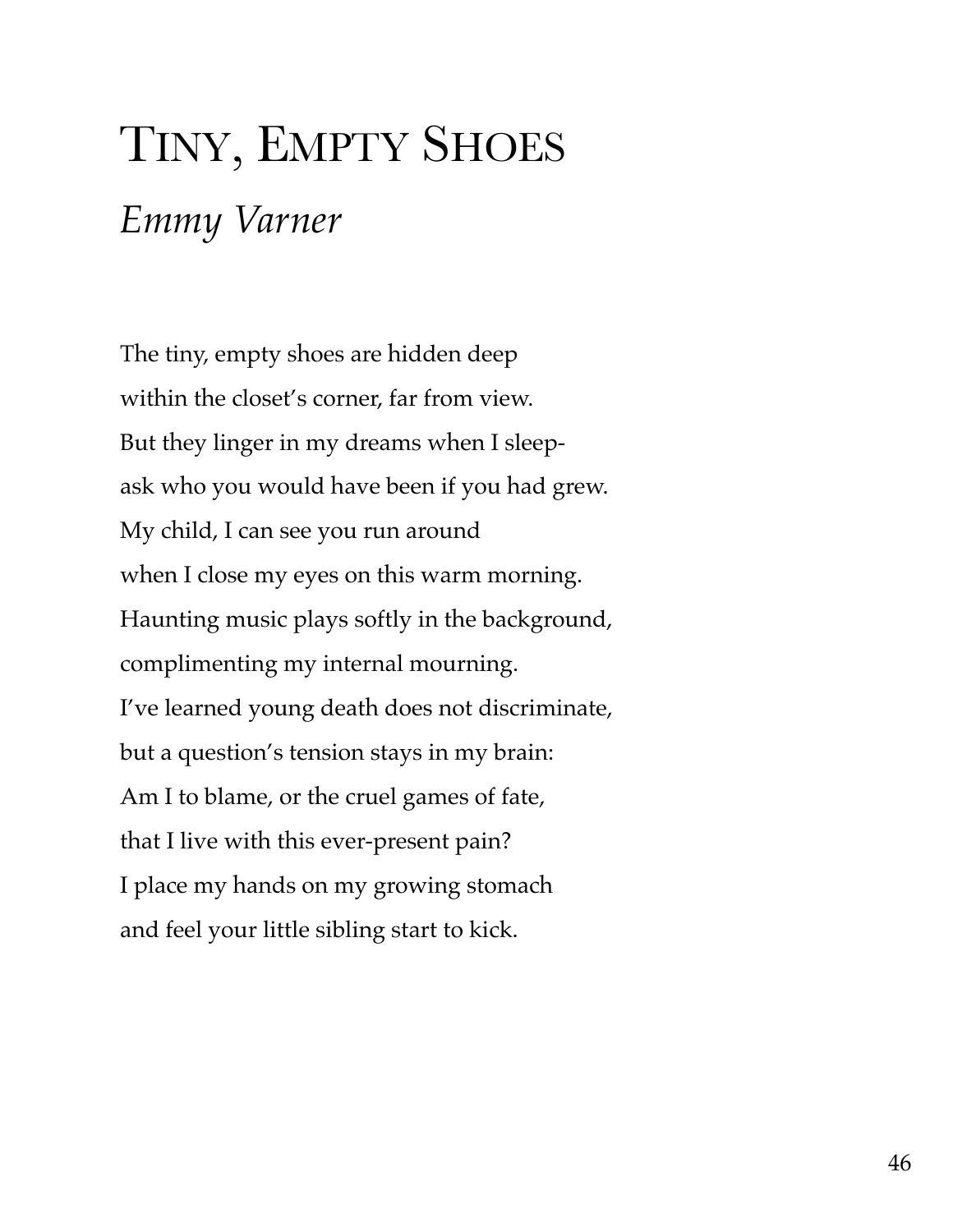# Tiny, Empty Shoes

*Emmy Varner*

The tiny, empty shoes are hidden deep
within the closet's corner, far from view.
But they linger in my dreams when I sleep-
ask who you would have been if you had grew.
My child, I can see you run around
when I close my eyes on this warm morning.
Haunting music plays softly in the background,
complimenting my internal mourning.
I've learned young death does not discriminate,
but a question's tension stays in my brain:
Am I to blame, or the cruel games of fate,
that I live with this ever-present pain?
I place my hands on my growing stomach
and feel your little sibling start to kick.